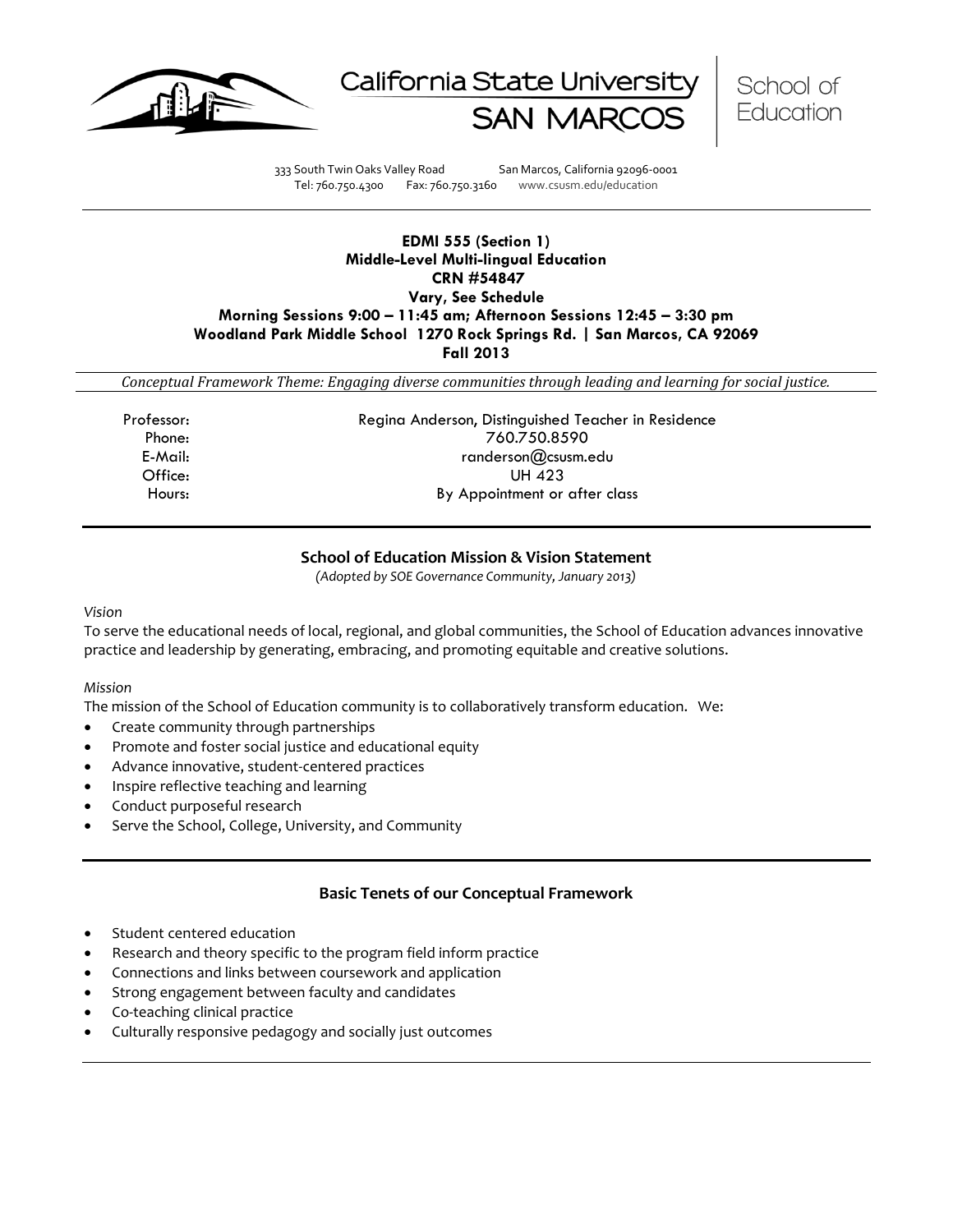California State University SAN MARCOS | School of Education

333 South Twin Oaks Valley Road San Marcos, California 92096-0001
Tel: 760.750.4300 Fax: 760.750.3160 www.csusm.edu/education

**EDMI 555 (Section 1)**
**Middle-Level Multi-lingual Education**
**CRN #54847**
**Vary, See Schedule**
**Morning Sessions 9:00 – 11:45 am; Afternoon Sessions 12:45 – 3:30 pm**
**Woodland Park Middle School 1270 Rock Springs Rd. | San Marcos, CA 92069**
**Fall 2013**

*Conceptual Framework Theme: Engaging diverse communities through leading and learning for social justice.*

| | |
|---|---|
| Professor: | Regina Anderson, Distinguished Teacher in Residence |
| Phone: | 760.750.8590 |
| E-Mail: | randerson@csusm.edu |
| Office: | UH 423 |
| Hours: | By Appointment or after class |

## School of Education Mission & Vision Statement

*(Adopted by SOE Governance Community, January 2013)*

*Vision*

To serve the educational needs of local, regional, and global communities, the School of Education advances innovative practice and leadership by generating, embracing, and promoting equitable and creative solutions.

*Mission*

The mission of the School of Education community is to collaboratively transform education. We:

- Create community through partnerships
- Promote and foster social justice and educational equity
- Advance innovative, student-centered practices
- Inspire reflective teaching and learning
- Conduct purposeful research
- Serve the School, College, University, and Community

## Basic Tenets of our Conceptual Framework

- Student centered education
- Research and theory specific to the program field inform practice
- Connections and links between coursework and application
- Strong engagement between faculty and candidates
- Co-teaching clinical practice
- Culturally responsive pedagogy and socially just outcomes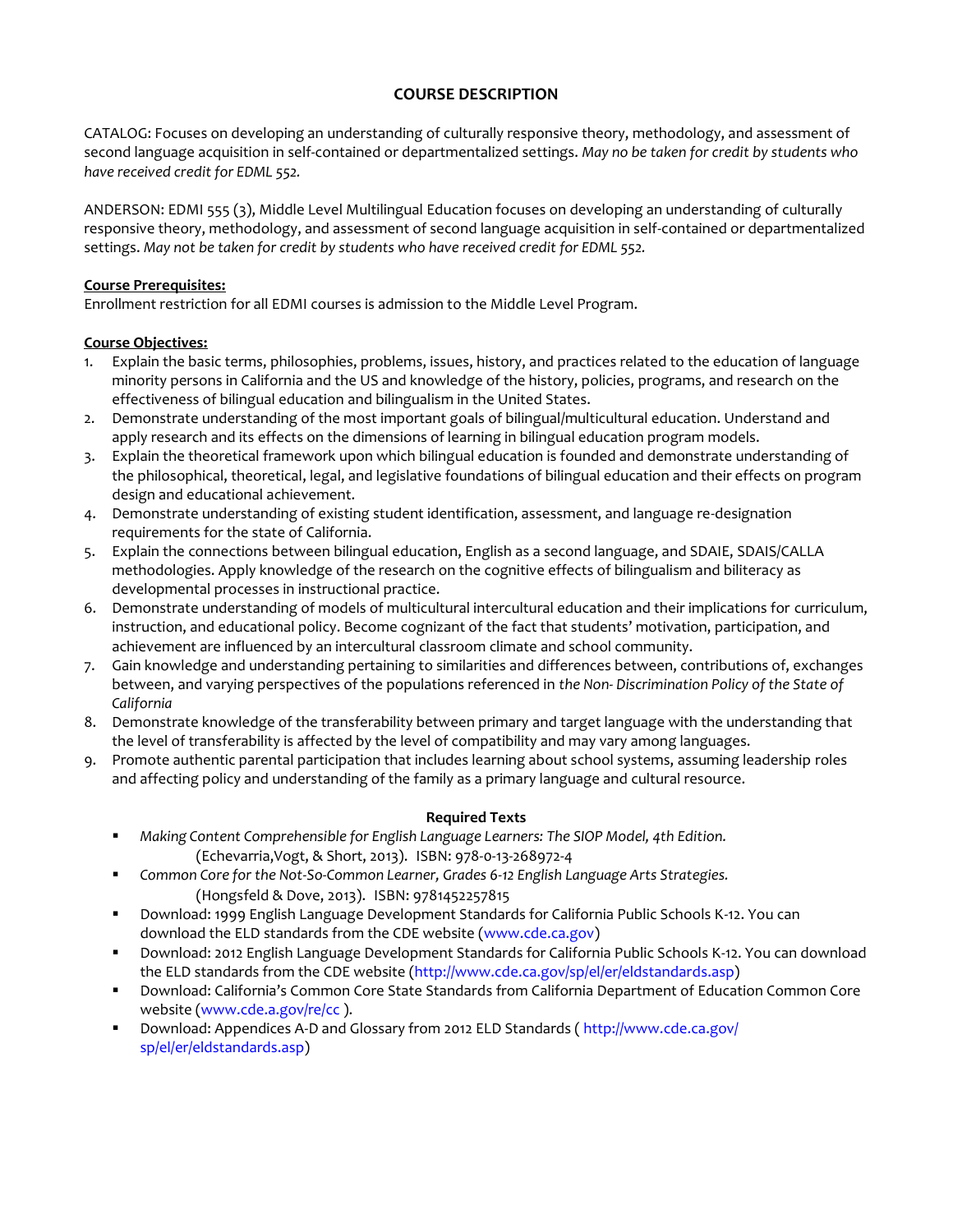# COURSE DESCRIPTION

CATALOG: Focuses on developing an understanding of culturally responsive theory, methodology, and assessment of second language acquisition in self-contained or departmentalized settings. *May no be taken for credit by students who have received credit for EDML 552.*

ANDERSON: EDMI 555 (3), Middle Level Multilingual Education focuses on developing an understanding of culturally responsive theory, methodology, and assessment of second language acquisition in self-contained or departmentalized settings. *May not be taken for credit by students who have received credit for EDML 552.*

**Course Prerequisites:**
Enrollment restriction for all EDMI courses is admission to the Middle Level Program.

**Course Objectives:**

1. Explain the basic terms, philosophies, problems, issues, history, and practices related to the education of language minority persons in California and the US and knowledge of the history, policies, programs, and research on the effectiveness of bilingual education and bilingualism in the United States.
2. Demonstrate understanding of the most important goals of bilingual/multicultural education. Understand and apply research and its effects on the dimensions of learning in bilingual education program models.
3. Explain the theoretical framework upon which bilingual education is founded and demonstrate understanding of the philosophical, theoretical, legal, and legislative foundations of bilingual education and their effects on program design and educational achievement.
4. Demonstrate understanding of existing student identification, assessment, and language re-designation requirements for the state of California.
5. Explain the connections between bilingual education, English as a second language, and SDAIE, SDAIS/CALLA methodologies. Apply knowledge of the research on the cognitive effects of bilingualism and biliteracy as developmental processes in instructional practice.
6. Demonstrate understanding of models of multicultural intercultural education and their implications for curriculum, instruction, and educational policy. Become cognizant of the fact that students' motivation, participation, and achievement are influenced by an intercultural classroom climate and school community.
7. Gain knowledge and understanding pertaining to similarities and differences between, contributions of, exchanges between, and varying perspectives of the populations referenced in *the Non- Discrimination Policy of the State of California*
8. Demonstrate knowledge of the transferability between primary and target language with the understanding that the level of transferability is affected by the level of compatibility and may vary among languages.
9. Promote authentic parental participation that includes learning about school systems, assuming leadership roles and affecting policy and understanding of the family as a primary language and cultural resource.

**Required Texts**

- *Making Content Comprehensible for English Language Learners: The SIOP Model, 4th Edition.* (Echevarria,Vogt, & Short, 2013). ISBN: 978-0-13-268972-4
- *Common Core for the Not-So-Common Learner, Grades 6-12 English Language Arts Strategies.* (Hongsfeld & Dove, 2013). ISBN: 9781452257815
- Download: 1999 English Language Development Standards for California Public Schools K-12. You can download the ELD standards from the CDE website (www.cde.ca.gov)
- Download: 2012 English Language Development Standards for California Public Schools K-12. You can download the ELD standards from the CDE website (http://www.cde.ca.gov/sp/el/er/eldstandards.asp)
- Download: California's Common Core State Standards from California Department of Education Common Core website (www.cde.a.gov/re/cc ).
- Download: Appendices A-D and Glossary from 2012 ELD Standards ( http://www.cde.ca.gov/sp/el/er/eldstandards.asp)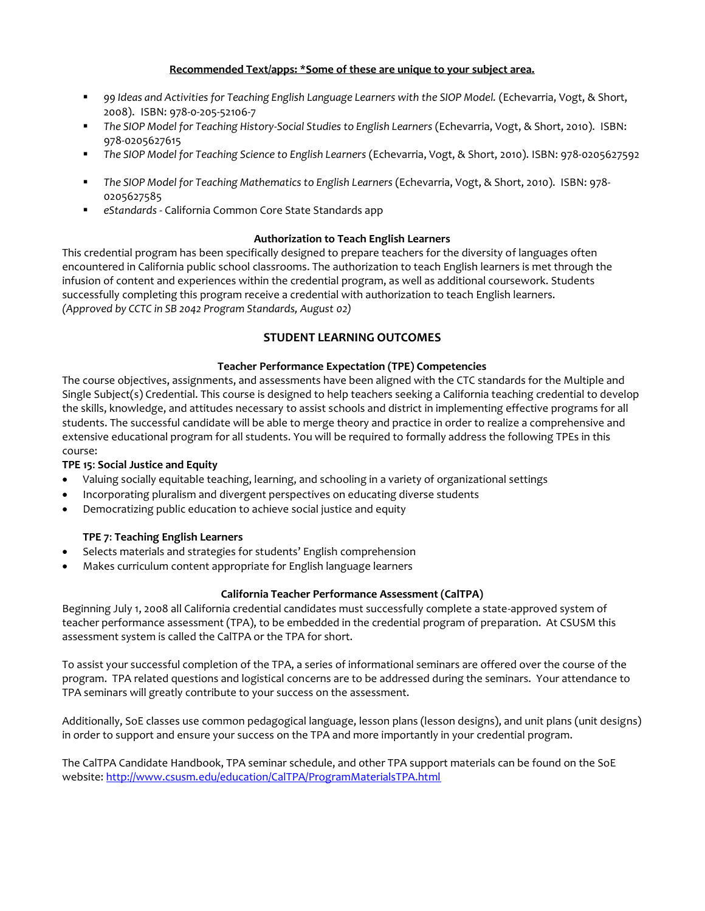**Recommended Text/apps: *Some of these are unique to your subject area.**

- *99 Ideas and Activities for Teaching English Language Learners with the SIOP Model.* (Echevarria, Vogt, & Short, 2008). ISBN: 978-0-205-52106-7
- *The SIOP Model for Teaching History-Social Studies to English Learners* (Echevarria, Vogt, & Short, 2010). ISBN: 978-0205627615
- *The SIOP Model for Teaching Science to English Learners* (Echevarria, Vogt, & Short, 2010). ISBN: 978-0205627592
- *The SIOP Model for Teaching Mathematics to English Learners* (Echevarria, Vogt, & Short, 2010). ISBN: 978-0205627585
- *eStandards* - California Common Core State Standards app

**Authorization to Teach English Learners**

This credential program has been specifically designed to prepare teachers for the diversity of languages often encountered in California public school classrooms. The authorization to teach English learners is met through the infusion of content and experiences within the credential program, as well as additional coursework. Students successfully completing this program receive a credential with authorization to teach English learners.
*(Approved by CCTC in SB 2042 Program Standards, August 02)*

## STUDENT LEARNING OUTCOMES

**Teacher Performance Expectation (TPE) Competencies**

The course objectives, assignments, and assessments have been aligned with the CTC standards for the Multiple and Single Subject(s) Credential. This course is designed to help teachers seeking a California teaching credential to develop the skills, knowledge, and attitudes necessary to assist schools and district in implementing effective programs for all students. The successful candidate will be able to merge theory and practice in order to realize a comprehensive and extensive educational program for all students. You will be required to formally address the following TPEs in this course:

**TPE 15: Social Justice and Equity**

- Valuing socially equitable teaching, learning, and schooling in a variety of organizational settings
- Incorporating pluralism and divergent perspectives on educating diverse students
- Democratizing public education to achieve social justice and equity

**TPE 7: Teaching English Learners**

- Selects materials and strategies for students' English comprehension
- Makes curriculum content appropriate for English language learners

**California Teacher Performance Assessment (CalTPA)**

Beginning July 1, 2008 all California credential candidates must successfully complete a state-approved system of teacher performance assessment (TPA), to be embedded in the credential program of preparation. At CSUSM this assessment system is called the CalTPA or the TPA for short.

To assist your successful completion of the TPA, a series of informational seminars are offered over the course of the program. TPA related questions and logistical concerns are to be addressed during the seminars. Your attendance to TPA seminars will greatly contribute to your success on the assessment.

Additionally, SoE classes use common pedagogical language, lesson plans (lesson designs), and unit plans (unit designs) in order to support and ensure your success on the TPA and more importantly in your credential program.

The CalTPA Candidate Handbook, TPA seminar schedule, and other TPA support materials can be found on the SoE website: http://www.csusm.edu/education/CalTPA/ProgramMaterialsTPA.html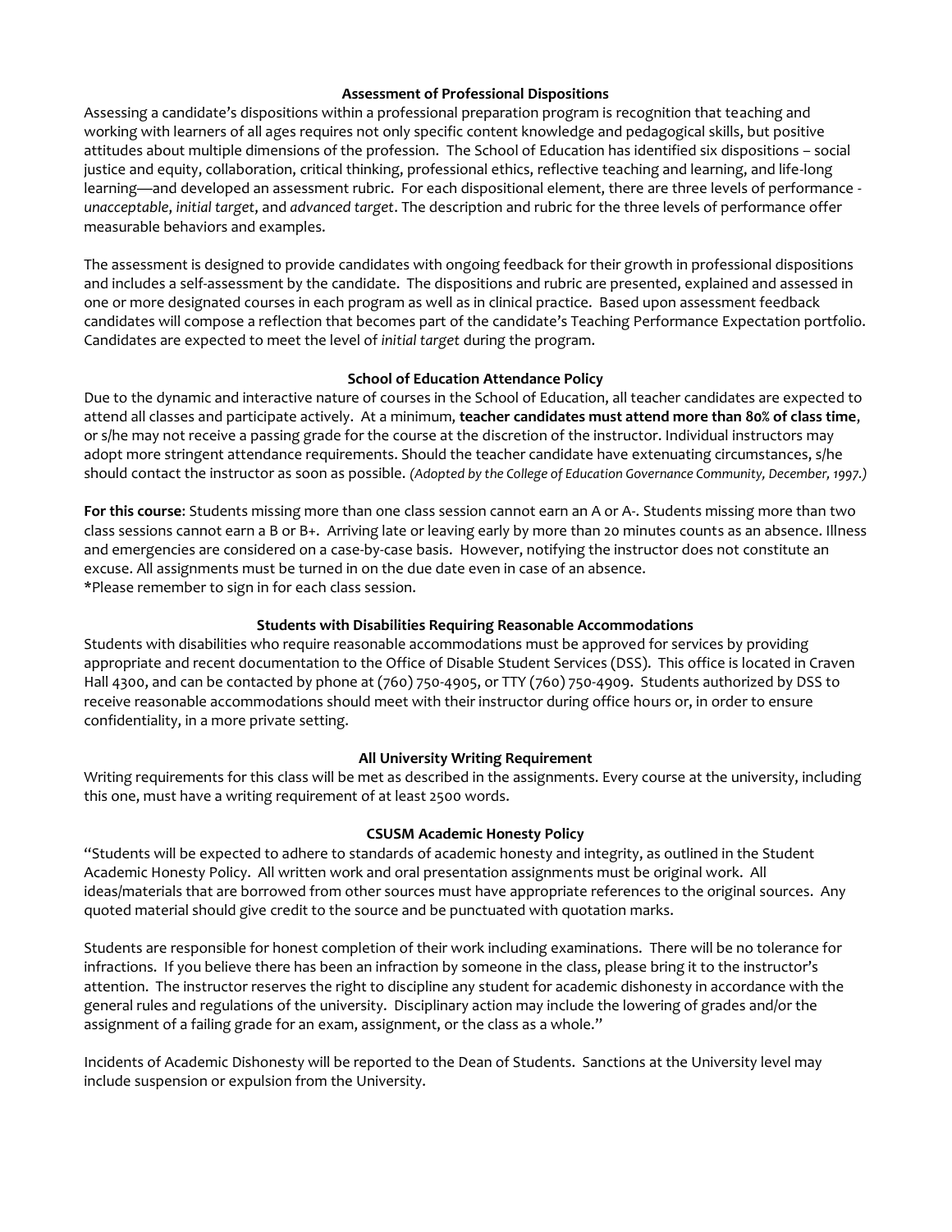## Assessment of Professional Dispositions

Assessing a candidate's dispositions within a professional preparation program is recognition that teaching and working with learners of all ages requires not only specific content knowledge and pedagogical skills, but positive attitudes about multiple dimensions of the profession. The School of Education has identified six dispositions – social justice and equity, collaboration, critical thinking, professional ethics, reflective teaching and learning, and life-long learning—and developed an assessment rubric. For each dispositional element, there are three levels of performance - *unacceptable*, *initial target*, and *advanced target*. The description and rubric for the three levels of performance offer measurable behaviors and examples.

The assessment is designed to provide candidates with ongoing feedback for their growth in professional dispositions and includes a self-assessment by the candidate. The dispositions and rubric are presented, explained and assessed in one or more designated courses in each program as well as in clinical practice. Based upon assessment feedback candidates will compose a reflection that becomes part of the candidate's Teaching Performance Expectation portfolio. Candidates are expected to meet the level of *initial target* during the program.

## School of Education Attendance Policy

Due to the dynamic and interactive nature of courses in the School of Education, all teacher candidates are expected to attend all classes and participate actively. At a minimum, **teacher candidates must attend more than 80% of class time**, or s/he may not receive a passing grade for the course at the discretion of the instructor. Individual instructors may adopt more stringent attendance requirements. Should the teacher candidate have extenuating circumstances, s/he should contact the instructor as soon as possible. *(Adopted by the College of Education Governance Community, December, 1997.)*

**For this course**: Students missing more than one class session cannot earn an A or A-. Students missing more than two class sessions cannot earn a B or B+. Arriving late or leaving early by more than 20 minutes counts as an absence. Illness and emergencies are considered on a case-by-case basis. However, notifying the instructor does not constitute an excuse. All assignments must be turned in on the due date even in case of an absence.
*Please remember to sign in for each class session.

## Students with Disabilities Requiring Reasonable Accommodations

Students with disabilities who require reasonable accommodations must be approved for services by providing appropriate and recent documentation to the Office of Disable Student Services (DSS). This office is located in Craven Hall 4300, and can be contacted by phone at (760) 750-4905, or TTY (760) 750-4909. Students authorized by DSS to receive reasonable accommodations should meet with their instructor during office hours or, in order to ensure confidentiality, in a more private setting.

## All University Writing Requirement

Writing requirements for this class will be met as described in the assignments. Every course at the university, including this one, must have a writing requirement of at least 2500 words.

## CSUSM Academic Honesty Policy

"Students will be expected to adhere to standards of academic honesty and integrity, as outlined in the Student Academic Honesty Policy. All written work and oral presentation assignments must be original work. All ideas/materials that are borrowed from other sources must have appropriate references to the original sources. Any quoted material should give credit to the source and be punctuated with quotation marks.

Students are responsible for honest completion of their work including examinations. There will be no tolerance for infractions. If you believe there has been an infraction by someone in the class, please bring it to the instructor's attention. The instructor reserves the right to discipline any student for academic dishonesty in accordance with the general rules and regulations of the university. Disciplinary action may include the lowering of grades and/or the assignment of a failing grade for an exam, assignment, or the class as a whole."

Incidents of Academic Dishonesty will be reported to the Dean of Students. Sanctions at the University level may include suspension or expulsion from the University.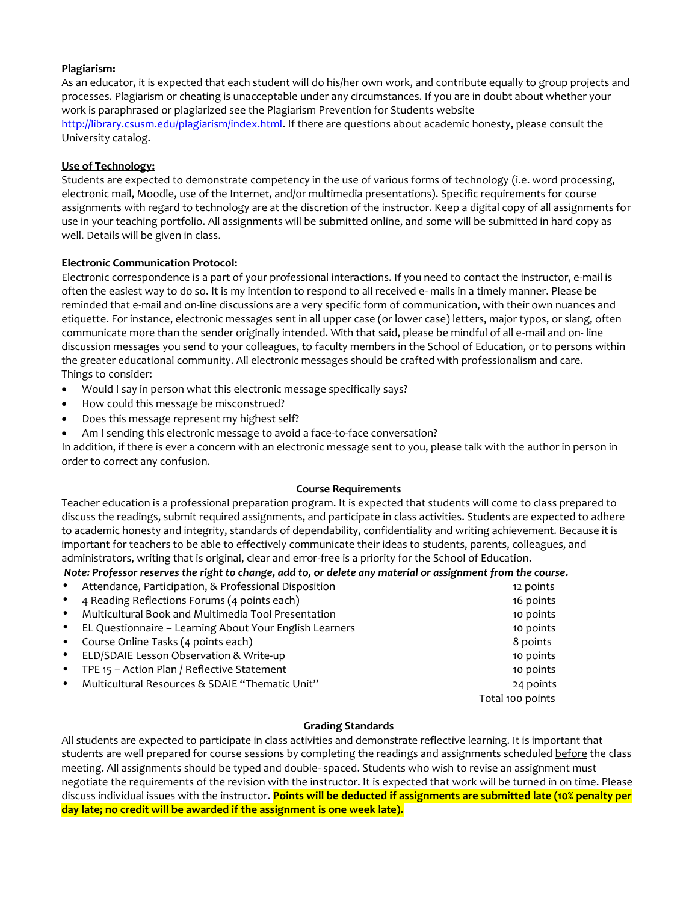**Plagiarism:**

As an educator, it is expected that each student will do his/her own work, and contribute equally to group projects and processes. Plagiarism or cheating is unacceptable under any circumstances. If you are in doubt about whether your work is paraphrased or plagiarized see the Plagiarism Prevention for Students website http://library.csusm.edu/plagiarism/index.html. If there are questions about academic honesty, please consult the University catalog.

**Use of Technology:**

Students are expected to demonstrate competency in the use of various forms of technology (i.e. word processing, electronic mail, Moodle, use of the Internet, and/or multimedia presentations). Specific requirements for course assignments with regard to technology are at the discretion of the instructor. Keep a digital copy of all assignments for use in your teaching portfolio. All assignments will be submitted online, and some will be submitted in hard copy as well. Details will be given in class.

**Electronic Communication Protocol:**

Electronic correspondence is a part of your professional interactions. If you need to contact the instructor, e-mail is often the easiest way to do so. It is my intention to respond to all received e- mails in a timely manner. Please be reminded that e-mail and on-line discussions are a very specific form of communication, with their own nuances and etiquette. For instance, electronic messages sent in all upper case (or lower case) letters, major typos, or slang, often communicate more than the sender originally intended. With that said, please be mindful of all e-mail and on- line discussion messages you send to your colleagues, to faculty members in the School of Education, or to persons within the greater educational community. All electronic messages should be crafted with professionalism and care.
Things to consider:

- Would I say in person what this electronic message specifically says?
- How could this message be misconstrued?
- Does this message represent my highest self?
- Am I sending this electronic message to avoid a face-to-face conversation?

In addition, if there is ever a concern with an electronic message sent to you, please talk with the author in person in order to correct any confusion.

**Course Requirements**

Teacher education is a professional preparation program. It is expected that students will come to class prepared to discuss the readings, submit required assignments, and participate in class activities. Students are expected to adhere to academic honesty and integrity, standards of dependability, confidentiality and writing achievement. Because it is important for teachers to be able to effectively communicate their ideas to students, parents, colleagues, and administrators, writing that is original, clear and error-free is a priority for the School of Education.

***Note: Professor reserves the right to change, add to, or delete any material or assignment from the course.***

| | |
|---|---|
| • Attendance, Participation, & Professional Disposition | 12 points |
| • 4 Reading Reflections Forums (4 points each) | 16 points |
| • Multicultural Book and Multimedia Tool Presentation | 10 points |
| • EL Questionnaire – Learning About Your English Learners | 10 points |
| • Course Online Tasks (4 points each) | 8 points |
| • ELD/SDAIE Lesson Observation & Write-up | 10 points |
| • TPE 15 – Action Plan / Reflective Statement | 10 points |
| • Multicultural Resources & SDAIE "Thematic Unit" | 24 points |
| | Total 100 points |

**Grading Standards**

All students are expected to participate in class activities and demonstrate reflective learning. It is important that students are well prepared for course sessions by completing the readings and assignments scheduled before the class meeting. All assignments should be typed and double- spaced. Students who wish to revise an assignment must negotiate the requirements of the revision with the instructor. It is expected that work will be turned in on time. Please discuss individual issues with the instructor. **Points will be deducted if assignments are submitted late (10% penalty per day late; no credit will be awarded if the assignment is one week late).**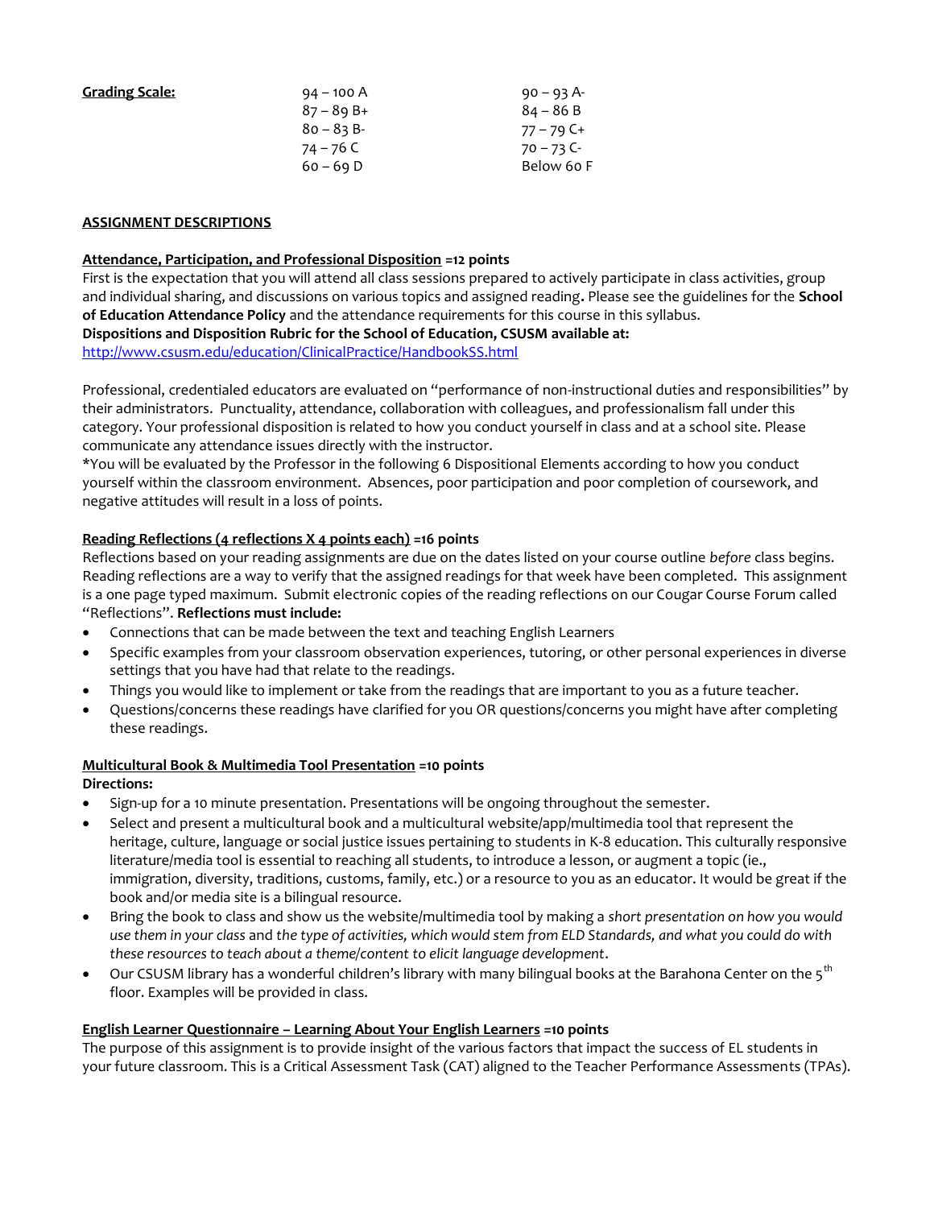**Grading Scale:**

| | |
|---|---|
| 94 – 100 A | 90 – 93 A- |
| 87 – 89 B+ | 84 – 86 B |
| 80 – 83 B- | 77 – 79 C+ |
| 74 – 76 C | 70 – 73 C- |
| 60 – 69 D | Below 60 F |

**ASSIGNMENT DESCRIPTIONS**

**Attendance, Participation, and Professional Disposition =12 points**

First is the expectation that you will attend all class sessions prepared to actively participate in class activities, group and individual sharing, and discussions on various topics and assigned reading**.** Please see the guidelines for the **School of Education Attendance Policy** and the attendance requirements for this course in this syllabus.

**Dispositions and Disposition Rubric for the School of Education, CSUSM available at:**
http://www.csusm.edu/education/ClinicalPractice/HandbookSS.html

Professional, credentialed educators are evaluated on "performance of non-instructional duties and responsibilities" by their administrators. Punctuality, attendance, collaboration with colleagues, and professionalism fall under this category. Your professional disposition is related to how you conduct yourself in class and at a school site. Please communicate any attendance issues directly with the instructor.

**\***You will be evaluated by the Professor in the following 6 Dispositional Elements according to how you conduct yourself within the classroom environment. Absences, poor participation and poor completion of coursework, and negative attitudes will result in a loss of points.

**Reading Reflections (4 reflections X 4 points each) =16 points**

Reflections based on your reading assignments are due on the dates listed on your course outline *before* class begins. Reading reflections are a way to verify that the assigned readings for that week have been completed. This assignment is a one page typed maximum. Submit electronic copies of the reading reflections on our Cougar Course Forum called "Reflections". **Reflections must include:**

- Connections that can be made between the text and teaching English Learners
- Specific examples from your classroom observation experiences, tutoring, or other personal experiences in diverse settings that you have had that relate to the readings.
- Things you would like to implement or take from the readings that are important to you as a future teacher.
- Questions/concerns these readings have clarified for you OR questions/concerns you might have after completing these readings.

**Multicultural Book & Multimedia Tool Presentation =10 points**

**Directions:**

- Sign-up for a 10 minute presentation. Presentations will be ongoing throughout the semester.
- Select and present a multicultural book and a multicultural website/app/multimedia tool that represent the heritage, culture, language or social justice issues pertaining to students in K-8 education. This culturally responsive literature/media tool is essential to reaching all students, to introduce a lesson, or augment a topic (ie., immigration, diversity, traditions, customs, family, etc.) or a resource to you as an educator. It would be great if the book and/or media site is a bilingual resource.
- Bring the book to class and show us the website/multimedia tool by making a *short presentation on how you would use them in your class* and *the type of activities, which would stem from ELD Standards, and what you could do with these resources to teach about a theme/content to elicit language development*.
- Our CSUSM library has a wonderful children's library with many bilingual books at the Barahona Center on the 5th floor. Examples will be provided in class.

**English Learner Questionnaire – Learning About Your English Learners =10 points**

The purpose of this assignment is to provide insight of the various factors that impact the success of EL students in your future classroom. This is a Critical Assessment Task (CAT) aligned to the Teacher Performance Assessments (TPAs).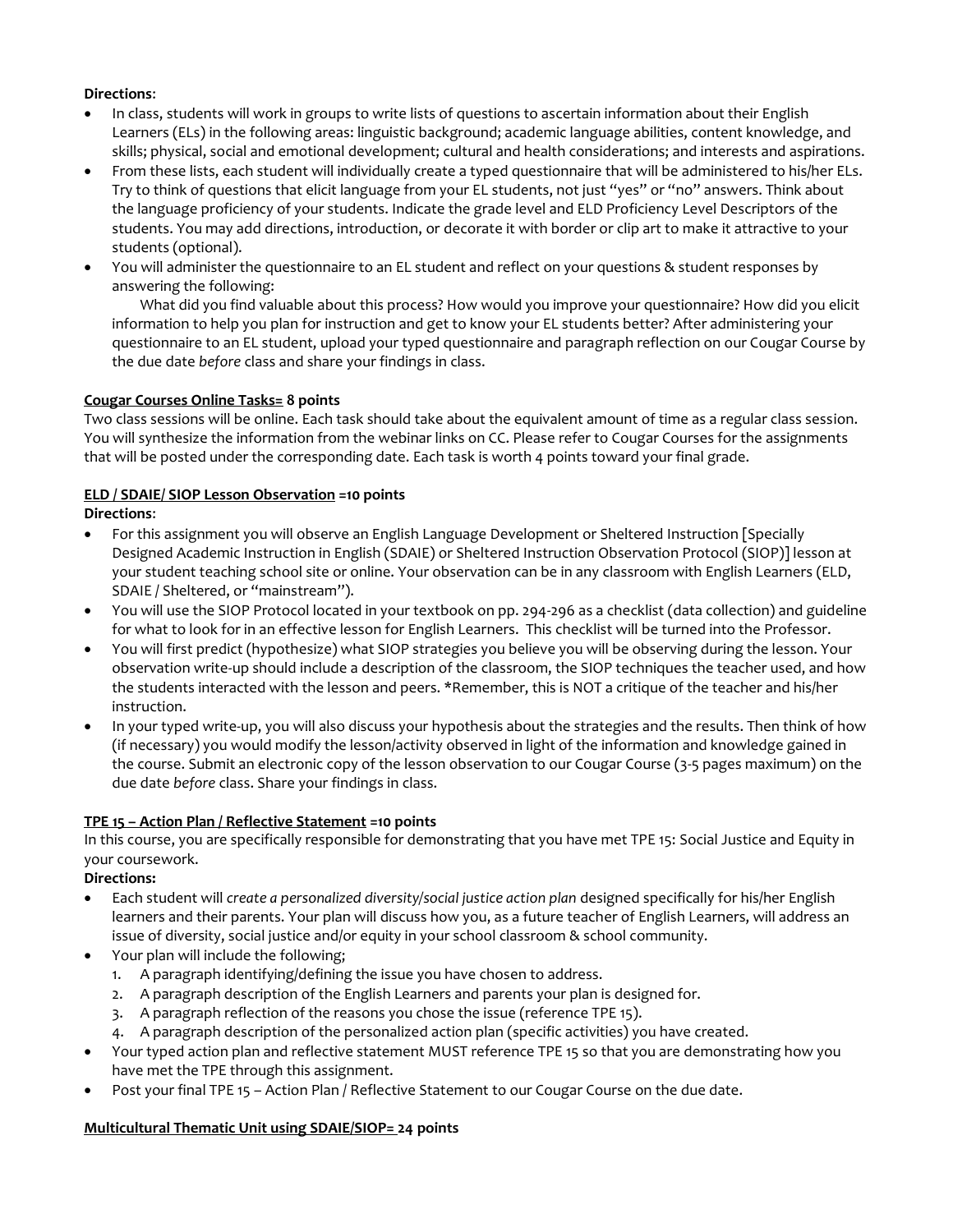**Directions**:

- In class, students will work in groups to write lists of questions to ascertain information about their English Learners (ELs) in the following areas: linguistic background; academic language abilities, content knowledge, and skills; physical, social and emotional development; cultural and health considerations; and interests and aspirations.
- From these lists, each student will individually create a typed questionnaire that will be administered to his/her ELs. Try to think of questions that elicit language from your EL students, not just "yes" or "no" answers. Think about the language proficiency of your students. Indicate the grade level and ELD Proficiency Level Descriptors of the students. You may add directions, introduction, or decorate it with border or clip art to make it attractive to your students (optional).
- You will administer the questionnaire to an EL student and reflect on your questions & student responses by answering the following:

  What did you find valuable about this process? How would you improve your questionnaire? How did you elicit information to help you plan for instruction and get to know your EL students better? After administering your questionnaire to an EL student, upload your typed questionnaire and paragraph reflection on our Cougar Course by the due date *before* class and share your findings in class.

**<u>Cougar Courses Online Tasks=</u> 8 points**

Two class sessions will be online. Each task should take about the equivalent amount of time as a regular class session. You will synthesize the information from the webinar links on CC. Please refer to Cougar Courses for the assignments that will be posted under the corresponding date. Each task is worth 4 points toward your final grade.

**<u>ELD / SDAIE/ SIOP Lesson Observation</u> =10 points**

**Directions**:

- For this assignment you will observe an English Language Development or Sheltered Instruction [Specially Designed Academic Instruction in English (SDAIE) or Sheltered Instruction Observation Protocol (SIOP)] lesson at your student teaching school site or online. Your observation can be in any classroom with English Learners (ELD, SDAIE / Sheltered, or "mainstream").
- You will use the SIOP Protocol located in your textbook on pp. 294-296 as a checklist (data collection) and guideline for what to look for in an effective lesson for English Learners. This checklist will be turned into the Professor.
- You will first predict (hypothesize) what SIOP strategies you believe you will be observing during the lesson. Your observation write-up should include a description of the classroom, the SIOP techniques the teacher used, and how the students interacted with the lesson and peers. *Remember, this is NOT a critique of the teacher and his/her instruction.
- In your typed write-up, you will also discuss your hypothesis about the strategies and the results. Then think of how (if necessary) you would modify the lesson/activity observed in light of the information and knowledge gained in the course. Submit an electronic copy of the lesson observation to our Cougar Course (3-5 pages maximum) on the due date *before* class. Share your findings in class.

**<u>TPE 15 – Action Plan / Reflective Statement</u> =10 points**

In this course, you are specifically responsible for demonstrating that you have met TPE 15: Social Justice and Equity in your coursework.

**Directions:**

- Each student will *create a personalized diversity/social justice action plan* designed specifically for his/her English learners and their parents. Your plan will discuss how you, as a future teacher of English Learners, will address an issue of diversity, social justice and/or equity in your school classroom & school community.
- Your plan will include the following;
  1. A paragraph identifying/defining the issue you have chosen to address.
  2. A paragraph description of the English Learners and parents your plan is designed for.
  3. A paragraph reflection of the reasons you chose the issue (reference TPE 15).
  4. A paragraph description of the personalized action plan (specific activities) you have created.
- Your typed action plan and reflective statement MUST reference TPE 15 so that you are demonstrating how you have met the TPE through this assignment.
- Post your final TPE 15 – Action Plan / Reflective Statement to our Cougar Course on the due date.

**<u>Multicultural Thematic Unit using SDAIE/SIOP=</u> 24 points**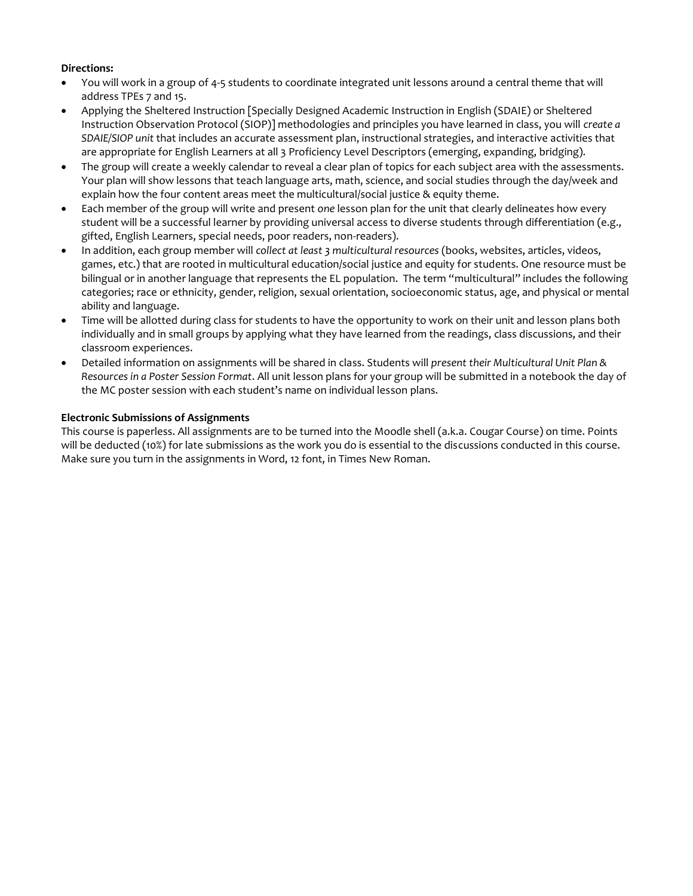**Directions:**

- You will work in a group of 4-5 students to coordinate integrated unit lessons around a central theme that will address TPEs 7 and 15.
- Applying the Sheltered Instruction [Specially Designed Academic Instruction in English (SDAIE) or Sheltered Instruction Observation Protocol (SIOP)] methodologies and principles you have learned in class, you will *create a SDAIE/SIOP unit* that includes an accurate assessment plan, instructional strategies, and interactive activities that are appropriate for English Learners at all 3 Proficiency Level Descriptors (emerging, expanding, bridging).
- The group will create a weekly calendar to reveal a clear plan of topics for each subject area with the assessments. Your plan will show lessons that teach language arts, math, science, and social studies through the day/week and explain how the four content areas meet the multicultural/social justice & equity theme.
- Each member of the group will write and present *one* lesson plan for the unit that clearly delineates how every student will be a successful learner by providing universal access to diverse students through differentiation (e.g., gifted, English Learners, special needs, poor readers, non-readers).
- In addition, each group member will *collect at least 3 multicultural resources* (books, websites, articles, videos, games, etc.) that are rooted in multicultural education/social justice and equity for students. One resource must be bilingual or in another language that represents the EL population. The term "multicultural" includes the following categories; race or ethnicity, gender, religion, sexual orientation, socioeconomic status, age, and physical or mental ability and language.
- Time will be allotted during class for students to have the opportunity to work on their unit and lesson plans both individually and in small groups by applying what they have learned from the readings, class discussions, and their classroom experiences.
- Detailed information on assignments will be shared in class. Students will *present their Multicultural Unit Plan & Resources in a Poster Session Format*. All unit lesson plans for your group will be submitted in a notebook the day of the MC poster session with each student's name on individual lesson plans.

**Electronic Submissions of Assignments**

This course is paperless. All assignments are to be turned into the Moodle shell (a.k.a. Cougar Course) on time. Points will be deducted (10%) for late submissions as the work you do is essential to the discussions conducted in this course. Make sure you turn in the assignments in Word, 12 font, in Times New Roman.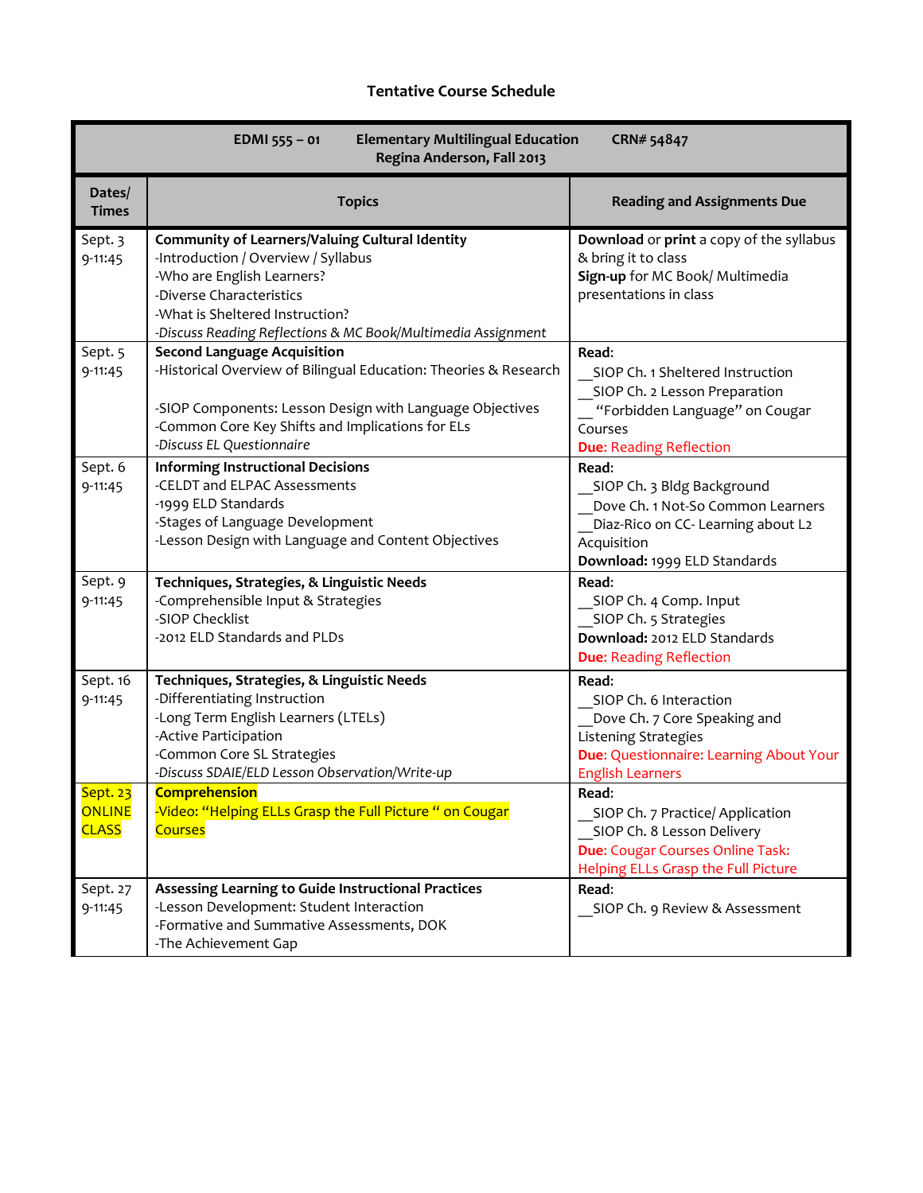# Tentative Course Schedule

| **EDMI 555 – 01 Elementary Multilingual Education CRN# 54847 Regina Anderson, Fall 2013** | | |
|---|---|---|
| **Dates/ Times** | **Topics** | **Reading and Assignments Due** |
| Sept. 3<br>9-11:45 | **Community of Learners/Valuing Cultural Identity**<br>-Introduction / Overview / Syllabus<br>-Who are English Learners?<br>-Diverse Characteristics<br>-What is Sheltered Instruction?<br>*-Discuss Reading Reflections & MC Book/Multimedia Assignment* | **Download** or **print** a copy of the syllabus & bring it to class<br>**Sign-up** for MC Book/ Multimedia presentations in class |
| Sept. 5<br>9-11:45 | **Second Language Acquisition**<br>-Historical Overview of Bilingual Education: Theories & Research<br><br>-SIOP Components: Lesson Design with Language Objectives<br>-Common Core Key Shifts and Implications for ELs<br>*-Discuss EL Questionnaire* | **Read:**<br>__SIOP Ch. 1 Sheltered Instruction<br>__SIOP Ch. 2 Lesson Preparation<br>__ "Forbidden Language" on Cougar Courses<br>**Due:** Reading Reflection |
| Sept. 6<br>9-11:45 | **Informing Instructional Decisions**<br>-CELDT and ELPAC Assessments<br>-1999 ELD Standards<br>-Stages of Language Development<br>-Lesson Design with Language and Content Objectives | **Read:**<br>__SIOP Ch. 3 Bldg Background<br>__Dove Ch. 1 Not-So Common Learners<br>__Diaz-Rico on CC- Learning about L2 Acquisition<br>**Download:** 1999 ELD Standards |
| Sept. 9<br>9-11:45 | **Techniques, Strategies, & Linguistic Needs**<br>-Comprehensible Input & Strategies<br>-SIOP Checklist<br>-2012 ELD Standards and PLDs | **Read:**<br>__SIOP Ch. 4 Comp. Input<br>__SIOP Ch. 5 Strategies<br>**Download:** 2012 ELD Standards<br>**Due:** Reading Reflection |
| Sept. 16<br>9-11:45 | **Techniques, Strategies, & Linguistic Needs**<br>-Differentiating Instruction<br>-Long Term English Learners (LTELs)<br>-Active Participation<br>-Common Core SL Strategies<br>*-Discuss SDAIE/ELD Lesson Observation/Write-up* | **Read:**<br>__SIOP Ch. 6 Interaction<br>__Dove Ch. 7 Core Speaking and Listening Strategies<br>**Due:** Questionnaire: Learning About Your English Learners |
| Sept. 23<br>ONLINE CLASS | **Comprehension**<br>-Video: "Helping ELLs Grasp the Full Picture " on Cougar Courses | **Read:**<br>__SIOP Ch. 7 Practice/ Application<br>__SIOP Ch. 8 Lesson Delivery<br>**Due:** Cougar Courses Online Task: Helping ELLs Grasp the Full Picture |
| Sept. 27<br>9-11:45 | **Assessing Learning to Guide Instructional Practices**<br>-Lesson Development: Student Interaction<br>-Formative and Summative Assessments, DOK<br>-The Achievement Gap | **Read:**<br>__SIOP Ch. 9 Review & Assessment |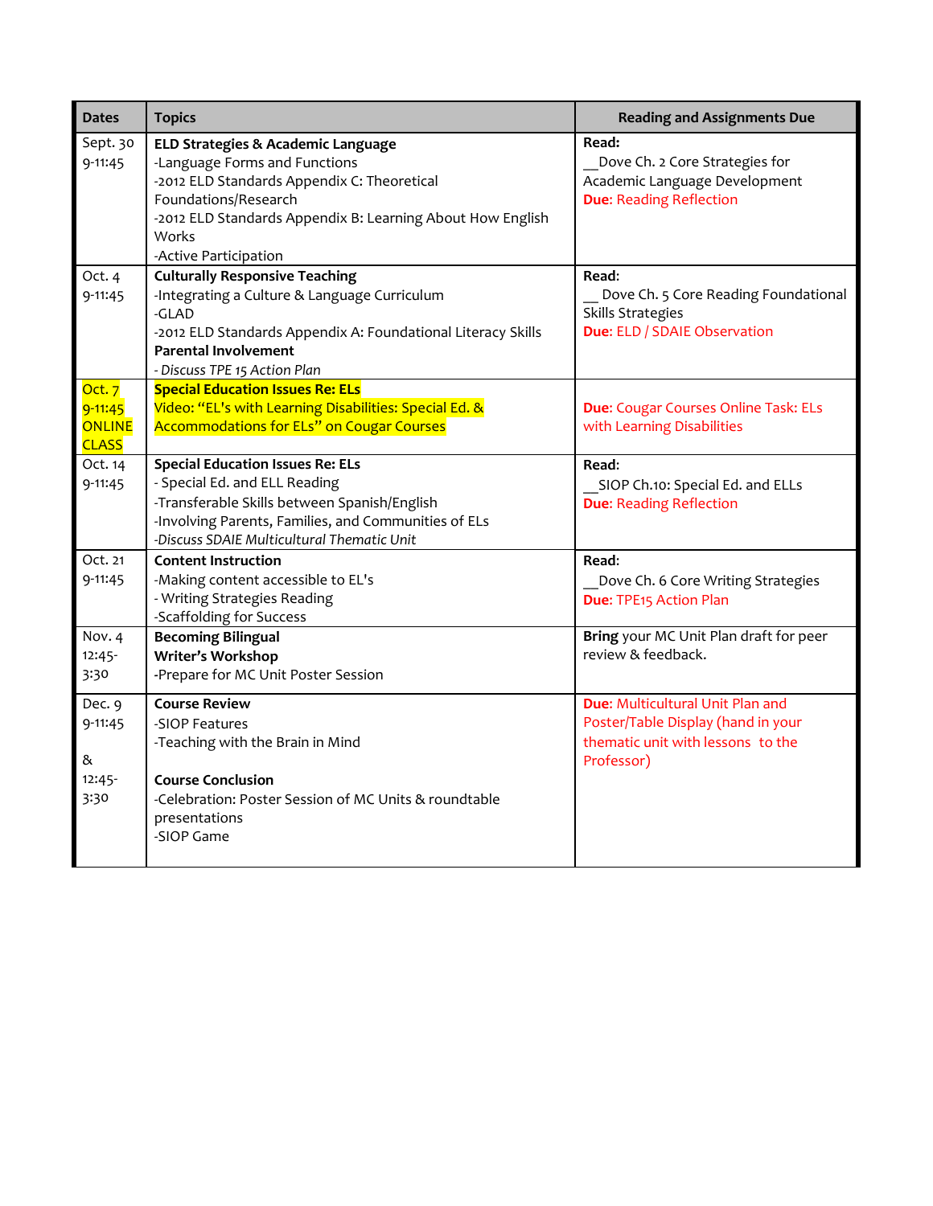| Dates | Topics | Reading and Assignments Due |
|---|---|---|
| Sept. 30<br>9-11:45 | **ELD Strategies & Academic Language**<br>-Language Forms and Functions<br>-2012 ELD Standards Appendix C: Theoretical Foundations/Research<br>-2012 ELD Standards Appendix B: Learning About How English Works<br>-Active Participation | **Read:**<br>__Dove Ch. 2 Core Strategies for Academic Language Development<br>**Due:** Reading Reflection |
| Oct. 4<br>9-11:45 | **Culturally Responsive Teaching**<br>-Integrating a Culture & Language Curriculum<br>-GLAD<br>-2012 ELD Standards Appendix A: Foundational Literacy Skills<br>**Parental Involvement**<br>*- Discuss TPE 15 Action Plan* | **Read:**<br>__ Dove Ch. 5 Core Reading Foundational Skills Strategies<br>**Due:** ELD / SDAIE Observation |
| Oct. 7<br>9-11:45<br>ONLINE CLASS | **Special Education Issues Re: ELs**<br>Video: "EL's with Learning Disabilities: Special Ed. & Accommodations for ELs" on Cougar Courses | **Due:** Cougar Courses Online Task: ELs with Learning Disabilities |
| Oct. 14<br>9-11:45 | **Special Education Issues Re: ELs**<br>- Special Ed. and ELL Reading<br>-Transferable Skills between Spanish/English<br>-Involving Parents, Families, and Communities of ELs<br>*-Discuss SDAIE Multicultural Thematic Unit* | **Read:**<br>__SIOP Ch.10: Special Ed. and ELLs<br>**Due:** Reading Reflection |
| Oct. 21<br>9-11:45 | **Content Instruction**<br>-Making content accessible to EL's<br>- Writing Strategies Reading<br>-Scaffolding for Success | **Read:**<br>__Dove Ch. 6 Core Writing Strategies<br>**Due:** TPE15 Action Plan |
| Nov. 4<br>12:45-3:30 | **Becoming Bilingual**<br>**Writer's Workshop**<br>-Prepare for MC Unit Poster Session | **Bring** your MC Unit Plan draft for peer review & feedback. |
| Dec. 9<br>9-11:45<br>&<br>12:45-3:30 | **Course Review**<br>-SIOP Features<br>-Teaching with the Brain in Mind<br><br>**Course Conclusion**<br>-Celebration: Poster Session of MC Units & roundtable presentations<br>-SIOP Game | **Due:** Multicultural Unit Plan and Poster/Table Display (hand in your thematic unit with lessons to the Professor) |